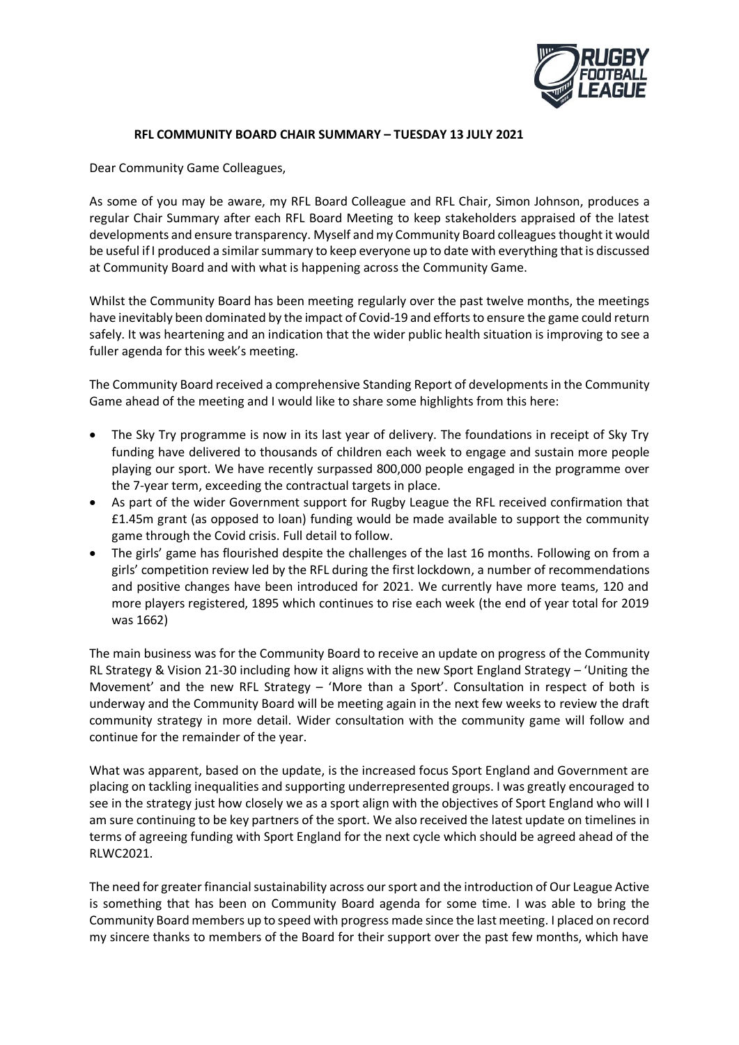# RFL COMMUNITY BOARD CHAIR SUMMARY – TUESDAY 13 JULY 2021

Dear Community Game Colleagues,

As some of you may be aware, my RFL Board Colleague and RFL Chair, Simon Johnson, produces a regular Chair Summary after each RFL Board Meeting to keep stakeholders appraised of the latest developments and ensure transparency. Myself and my Community Board colleagues thought it would be useful if I produced a similar summary to keep everyone up to date with everything that is discussed at Community Board and with what is happening across the Community Game.

Whilst the Community Board has been meeting regularly over the past twelve months, the meetings have inevitably been dominated by the impact of Covid-19 and efforts to ensure the game could return safely. It was heartening and an indication that the wider public health situation is improving to see a fuller agenda for this week's meeting.

The Community Board received a comprehensive Standing Report of developments in the Community Game ahead of the meeting and I would like to share some highlights from this here:

- The Sky Try programme is now in its last year of delivery. The foundations in receipt of Sky Try funding have delivered to thousands of children each week to engage and sustain more people playing our sport. We have recently surpassed 800,000 people engaged in the programme over the 7-year term, exceeding the contractual targets in place.
- As part of the wider Government support for Rugby League the RFL received confirmation that £1.45m grant (as opposed to loan) funding would be made available to support the community game through the Covid crisis. Full detail to follow.
- The girls' game has flourished despite the challenges of the last 16 months. Following on from a girls' competition review led by the RFL during the first lockdown, a number of recommendations and positive changes have been introduced for 2021. We currently have more teams, 120 and more players registered, 1895 which continues to rise each week (the end of year total for 2019 was 1662)

The main business was for the Community Board to receive an update on progress of the Community RL Strategy & Vision 21-30 including how it aligns with the new Sport England Strategy – 'Uniting the Movement' and the new RFL Strategy – 'More than a Sport'. Consultation in respect of both is underway and the Community Board will be meeting again in the next few weeks to review the draft community strategy in more detail. Wider consultation with the community game will follow and continue for the remainder of the year.

What was apparent, based on the update, is the increased focus Sport England and Government are placing on tackling inequalities and supporting underrepresented groups. I was greatly encouraged to see in the strategy just how closely we as a sport align with the objectives of Sport England who will I am sure continuing to be key partners of the sport. We also received the latest update on timelines in terms of agreeing funding with Sport England for the next cycle which should be agreed ahead of the RLWC2021.

The need for greater financial sustainability across our sport and the introduction of Our League Active is something that has been on Community Board agenda for some time. I was able to bring the Community Board members up to speed with progress made since the last meeting. I placed on record my sincere thanks to members of the Board for their support over the past few months, which have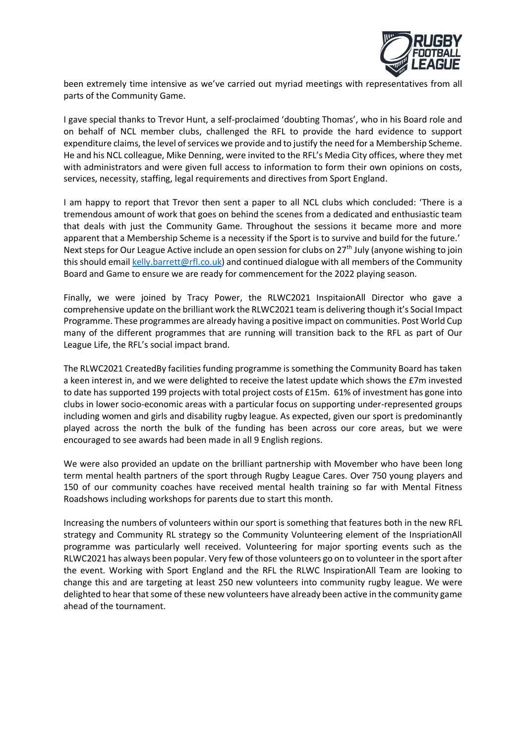been extremely time intensive as we've carried out myriad meetings with representatives from all parts of the Community Game.

I gave special thanks to Trevor Hunt, a self-proclaimed 'doubting Thomas', who in his Board role and on behalf of NCL member clubs, challenged the RFL to provide the hard evidence to support expenditure claims, the level of services we provide and to justify the need for a Membership Scheme. He and his NCL colleague, Mike Denning, were invited to the RFL's Media City offices, where they met with administrators and were given full access to information to form their own opinions on costs, services, necessity, staffing, legal requirements and directives from Sport England.

I am happy to report that Trevor then sent a paper to all NCL clubs which concluded: 'There is a tremendous amount of work that goes on behind the scenes from a dedicated and enthusiastic team that deals with just the Community Game. Throughout the sessions it became more and more apparent that a Membership Scheme is a necessity if the Sport is to survive and build for the future.' Next steps for Our League Active include an open session for clubs on 27th July (anyone wishing to join this should email kelly.barrett@rfl.co.uk) and continued dialogue with all members of the Community Board and Game to ensure we are ready for commencement for the 2022 playing season.

Finally, we were joined by Tracy Power, the RLWC2021 InspitaionAll Director who gave a comprehensive update on the brilliant work the RLWC2021 team is delivering though it's Social Impact Programme. These programmes are already having a positive impact on communities. Post World Cup many of the different programmes that are running will transition back to the RFL as part of Our League Life, the RFL's social impact brand.

The RLWC2021 CreatedBy facilities funding programme is something the Community Board has taken a keen interest in, and we were delighted to receive the latest update which shows the £7m invested to date has supported 199 projects with total project costs of £15m. 61% of investment has gone into clubs in lower socio-economic areas with a particular focus on supporting under-represented groups including women and girls and disability rugby league. As expected, given our sport is predominantly played across the north the bulk of the funding has been across our core areas, but we were encouraged to see awards had been made in all 9 English regions.

We were also provided an update on the brilliant partnership with Movember who have been long term mental health partners of the sport through Rugby League Cares. Over 750 young players and 150 of our community coaches have received mental health training so far with Mental Fitness Roadshows including workshops for parents due to start this month.

Increasing the numbers of volunteers within our sport is something that features both in the new RFL strategy and Community RL strategy so the Community Volunteering element of the InspriationAll programme was particularly well received. Volunteering for major sporting events such as the RLWC2021 has always been popular. Very few of those volunteers go on to volunteer in the sport after the event. Working with Sport England and the RFL the RLWC InspirationAll Team are looking to change this and are targeting at least 250 new volunteers into community rugby league. We were delighted to hear that some of these new volunteers have already been active in the community game ahead of the tournament.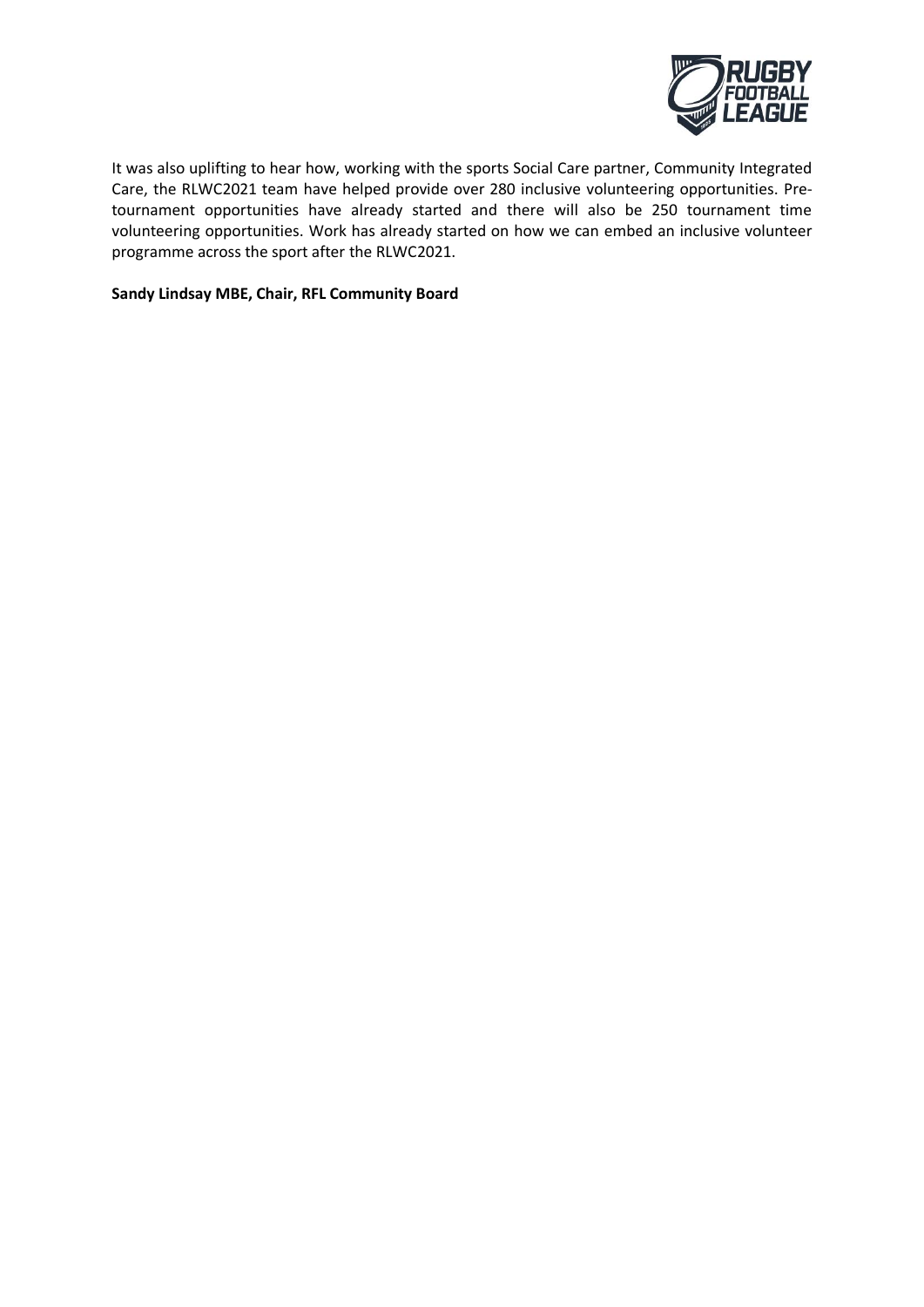It was also uplifting to hear how, working with the sports Social Care partner, Community Integrated Care, the RLWC2021 team have helped provide over 280 inclusive volunteering opportunities. Pre-tournament opportunities have already started and there will also be 250 tournament time volunteering opportunities. Work has already started on how we can embed an inclusive volunteer programme across the sport after the RLWC2021.

**Sandy Lindsay MBE, Chair, RFL Community Board**